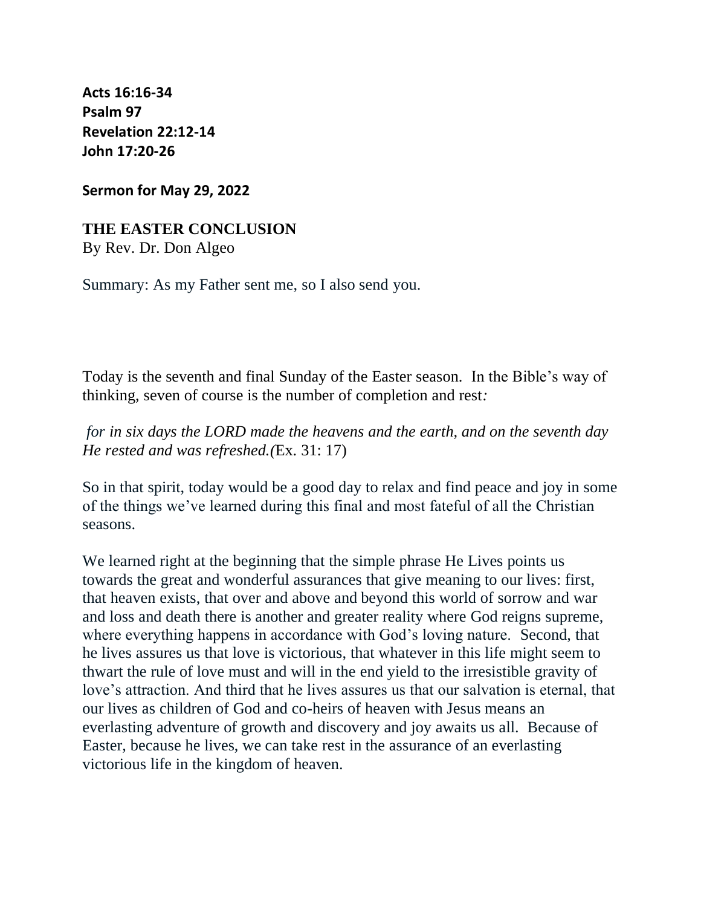**Acts 16:16-34**
**Psalm 97**
**Revelation 22:12-14**
**John 17:20-26**

**Sermon for May 29, 2022**

# THE EASTER CONCLUSION

By Rev. Dr. Don Algeo

Summary: As my Father sent me, so I also send you.

Today is the seventh and final Sunday of the Easter season. In the Bible's way of thinking, seven of course is the number of completion and rest*:*

*for in six days the LORD made the heavens and the earth, and on the seventh day He rested and was refreshed.(*Ex. 31: 17)

So in that spirit, today would be a good day to relax and find peace and joy in some of the things we've learned during this final and most fateful of all the Christian seasons.

We learned right at the beginning that the simple phrase He Lives points us towards the great and wonderful assurances that give meaning to our lives: first, that heaven exists, that over and above and beyond this world of sorrow and war and loss and death there is another and greater reality where God reigns supreme, where everything happens in accordance with God's loving nature. Second, that he lives assures us that love is victorious, that whatever in this life might seem to thwart the rule of love must and will in the end yield to the irresistible gravity of love's attraction. And third that he lives assures us that our salvation is eternal, that our lives as children of God and co-heirs of heaven with Jesus means an everlasting adventure of growth and discovery and joy awaits us all. Because of Easter, because he lives, we can take rest in the assurance of an everlasting victorious life in the kingdom of heaven.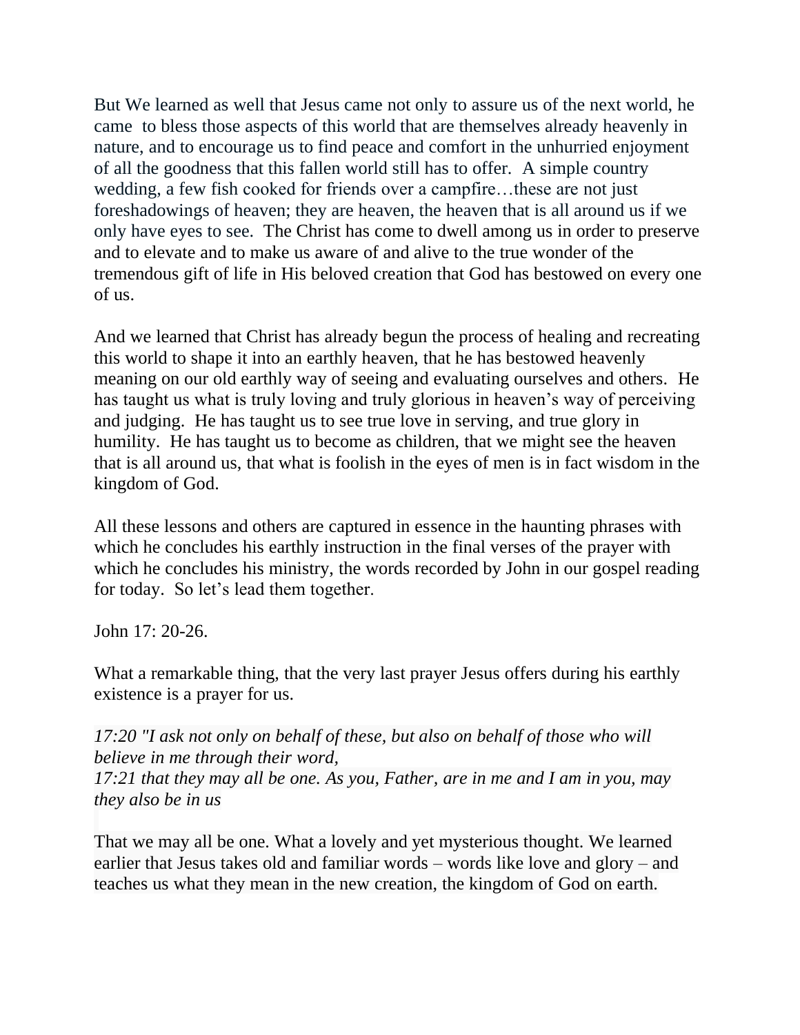But We learned as well that Jesus came not only to assure us of the next world, he came  to bless those aspects of this world that are themselves already heavenly in nature, and to encourage us to find peace and comfort in the unhurried enjoyment of all the goodness that this fallen world still has to offer.  A simple country wedding, a few fish cooked for friends over a campfire…these are not just foreshadowings of heaven; they are heaven, the heaven that is all around us if we only have eyes to see.  The Christ has come to dwell among us in order to preserve and to elevate and to make us aware of and alive to the true wonder of the tremendous gift of life in His beloved creation that God has bestowed on every one of us.

And we learned that Christ has already begun the process of healing and recreating this world to shape it into an earthly heaven, that he has bestowed heavenly meaning on our old earthly way of seeing and evaluating ourselves and others.  He has taught us what is truly loving and truly glorious in heaven's way of perceiving and judging.  He has taught us to see true love in serving, and true glory in humility.  He has taught us to become as children, that we might see the heaven that is all around us, that what is foolish in the eyes of men is in fact wisdom in the kingdom of God.

All these lessons and others are captured in essence in the haunting phrases with which he concludes his earthly instruction in the final verses of the prayer with which he concludes his ministry, the words recorded by John in our gospel reading for today.  So let's lead them together.

John 17: 20-26.

What a remarkable thing, that the very last prayer Jesus offers during his earthly existence is a prayer for us.

*17:20 "I ask not only on behalf of these, but also on behalf of those who will believe in me through their word,*
*17:21 that they may all be one. As you, Father, are in me and I am in you, may they also be in us*

That we may all be one. What a lovely and yet mysterious thought. We learned earlier that Jesus takes old and familiar words – words like love and glory – and teaches us what they mean in the new creation, the kingdom of God on earth.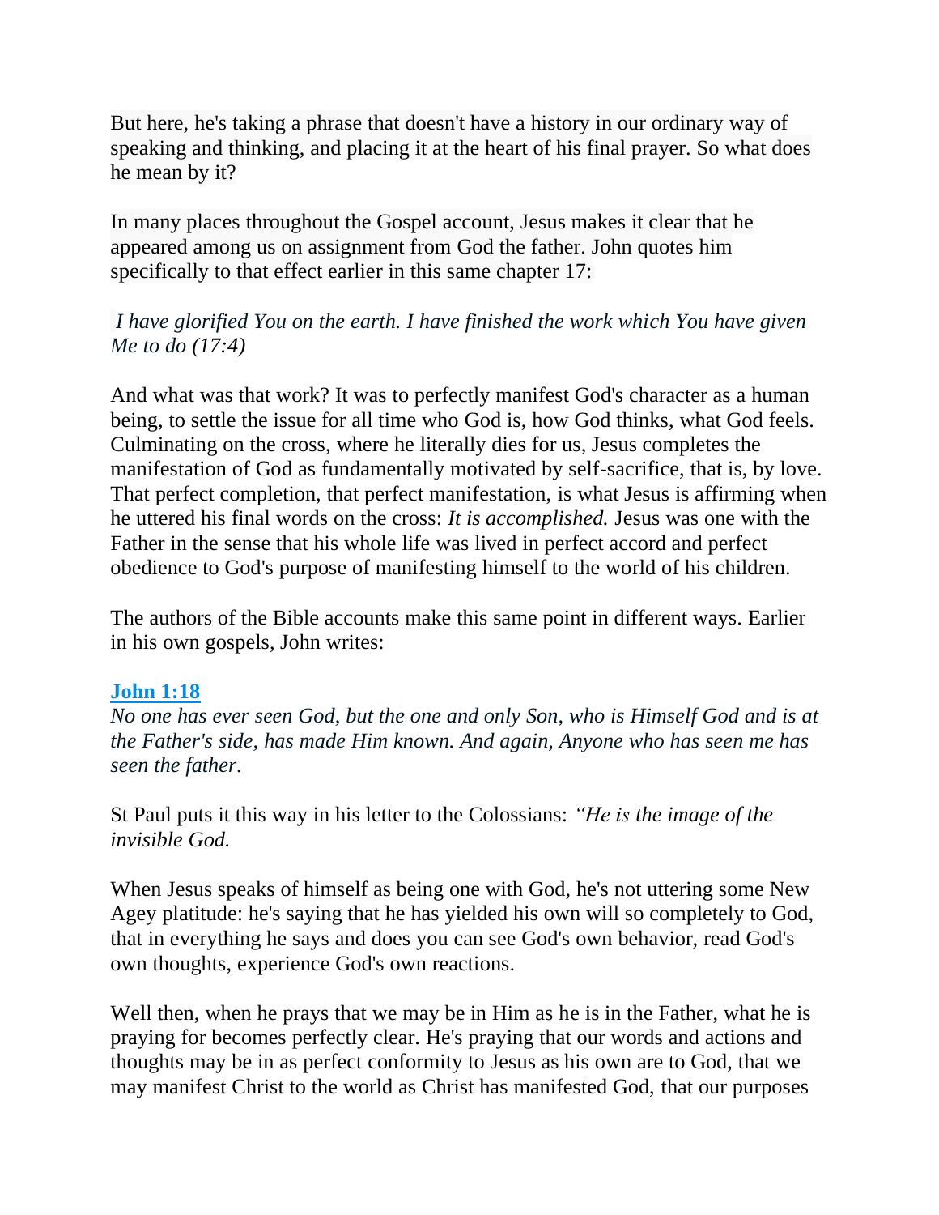But here, he's taking a phrase that doesn't have a history in our ordinary way of speaking and thinking, and placing it at the heart of his final prayer. So what does he mean by it?

In many places throughout the Gospel account, Jesus makes it clear that he appeared among us on assignment from God the father. John quotes him specifically to that effect earlier in this same chapter 17:

*I have glorified You on the earth. I have finished the work which You have given Me to do (17:4)*

And what was that work? It was to perfectly manifest God's character as a human being, to settle the issue for all time who God is, how God thinks, what God feels. Culminating on the cross, where he literally dies for us, Jesus completes the manifestation of God as fundamentally motivated by self-sacrifice, that is, by love. That perfect completion, that perfect manifestation, is what Jesus is affirming when he uttered his final words on the cross: *It is accomplished.* Jesus was one with the Father in the sense that his whole life was lived in perfect accord and perfect obedience to God's purpose of manifesting himself to the world of his children.

The authors of the Bible accounts make this same point in different ways. Earlier in his own gospels, John writes:

**John 1:18**
*No one has ever seen God, but the one and only Son, who is Himself God and is at the Father's side, has made Him known. And again, Anyone who has seen me has seen the father.*

St Paul puts it this way in his letter to the Colossians: *"He is the image of the invisible God.*

When Jesus speaks of himself as being one with God, he's not uttering some New Agey platitude: he's saying that he has yielded his own will so completely to God, that in everything he says and does you can see God's own behavior, read God's own thoughts, experience God's own reactions.

Well then, when he prays that we may be in Him as he is in the Father, what he is praying for becomes perfectly clear. He's praying that our words and actions and thoughts may be in as perfect conformity to Jesus as his own are to God, that we may manifest Christ to the world as Christ has manifested God, that our purposes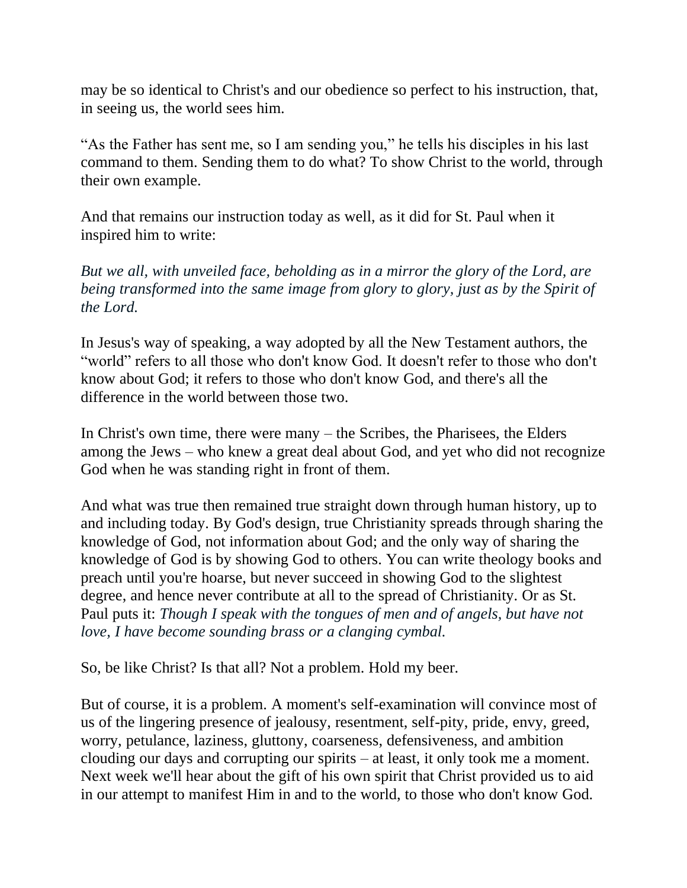may be so identical to Christ's and our obedience so perfect to his instruction, that, in seeing us, the world sees him.

“As the Father has sent me, so I am sending you,” he tells his disciples in his last command to them. Sending them to do what? To show Christ to the world, through their own example.

And that remains our instruction today as well, as it did for St. Paul when it inspired him to write:

*But we all, with unveiled face, beholding as in a mirror the glory of the Lord, are being transformed into the same image from glory to glory, just as by the Spirit of the Lord.*

In Jesus's way of speaking, a way adopted by all the New Testament authors, the “world” refers to all those who don't know God. It doesn't refer to those who don't know about God; it refers to those who don't know God, and there's all the difference in the world between those two.

In Christ's own time, there were many – the Scribes, the Pharisees, the Elders among the Jews – who knew a great deal about God, and yet who did not recognize God when he was standing right in front of them.

And what was true then remained true straight down through human history, up to and including today. By God's design, true Christianity spreads through sharing the knowledge of God, not information about God; and the only way of sharing the knowledge of God is by showing God to others. You can write theology books and preach until you're hoarse, but never succeed in showing God to the slightest degree, and hence never contribute at all to the spread of Christianity. Or as St. Paul puts it: *Though I speak with the tongues of men and of angels, but have not love, I have become sounding brass or a clanging cymbal.*

So, be like Christ? Is that all? Not a problem. Hold my beer.

But of course, it is a problem. A moment's self-examination will convince most of us of the lingering presence of jealousy, resentment, self-pity, pride, envy, greed, worry, petulance, laziness, gluttony, coarseness, defensiveness, and ambition clouding our days and corrupting our spirits – at least, it only took me a moment. Next week we'll hear about the gift of his own spirit that Christ provided us to aid in our attempt to manifest Him in and to the world, to those who don't know God.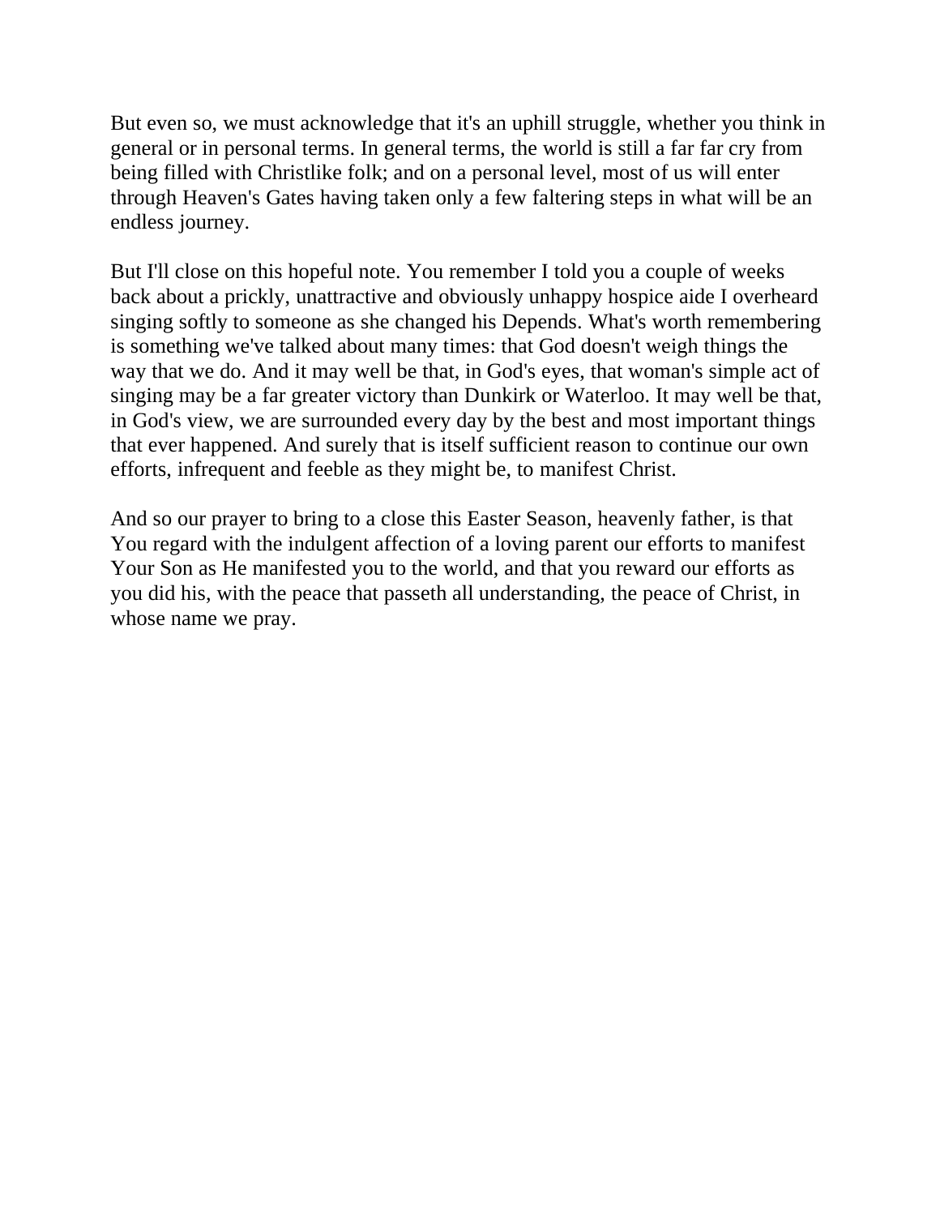But even so, we must acknowledge that it's an uphill struggle, whether you think in general or in personal terms. In general terms, the world is still a far far cry from being filled with Christlike folk; and on a personal level, most of us will enter through Heaven's Gates having taken only a few faltering steps in what will be an endless journey.

But I'll close on this hopeful note. You remember I told you a couple of weeks back about a prickly, unattractive and obviously unhappy hospice aide I overheard singing softly to someone as she changed his Depends. What's worth remembering is something we've talked about many times: that God doesn't weigh things the way that we do. And it may well be that, in God's eyes, that woman's simple act of singing may be a far greater victory than Dunkirk or Waterloo. It may well be that, in God's view, we are surrounded every day by the best and most important things that ever happened. And surely that is itself sufficient reason to continue our own efforts, infrequent and feeble as they might be, to manifest Christ.

And so our prayer to bring to a close this Easter Season, heavenly father, is that You regard with the indulgent affection of a loving parent our efforts to manifest Your Son as He manifested you to the world, and that you reward our efforts as you did his, with the peace that passeth all understanding, the peace of Christ, in whose name we pray.